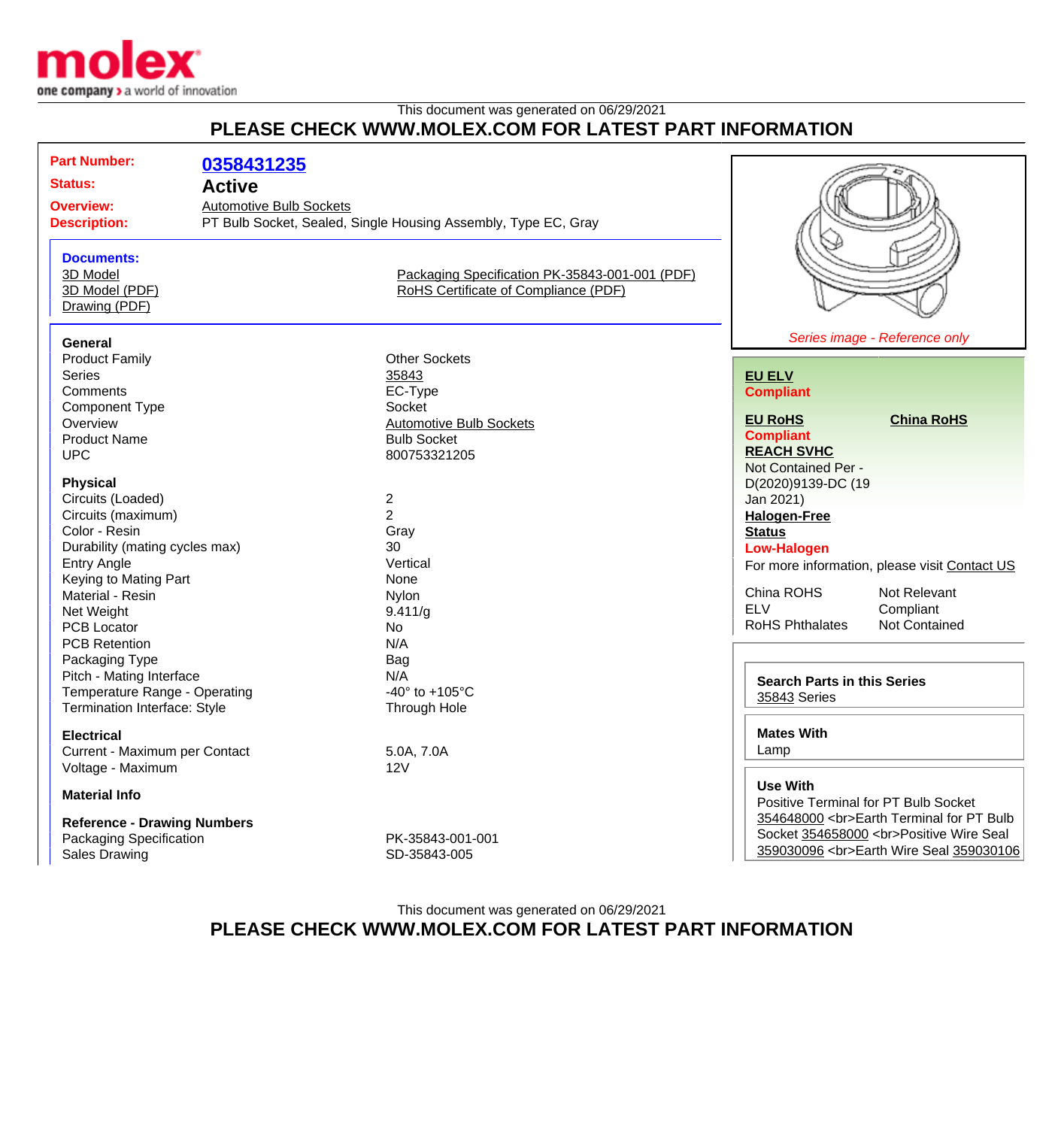molex
one company > a world of innovation

This document was generated on 06/29/2021

## PLEASE CHECK WWW.MOLEX.COM FOR LATEST PART INFORMATION

**Part Number:** 0358431235
**Status:** Active
**Overview:** Automotive Bulb Sockets
**Description:** PT Bulb Socket, Sealed, Single Housing Assembly, Type EC, Gray

**Documents:**
- 3D Model
- 3D Model (PDF)
- Drawing (PDF)
- Packaging Specification PK-35843-001-001 (PDF)
- RoHS Certificate of Compliance (PDF)

### General

| | |
|---|---|
| Product Family | Other Sockets |
| Series | 35843 |
| Comments | EC-Type |
| Component Type | Socket |
| Overview | Automotive Bulb Sockets |
| Product Name | Bulb Socket |
| UPC | 800753321205 |

### Physical

| | |
|---|---|
| Circuits (Loaded) | 2 |
| Circuits (maximum) | 2 |
| Color - Resin | Gray |
| Durability (mating cycles max) | 30 |
| Entry Angle | Vertical |
| Keying to Mating Part | None |
| Material - Resin | Nylon |
| Net Weight | 9.411/g |
| PCB Locator | No |
| PCB Retention | N/A |
| Packaging Type | Bag |
| Pitch - Mating Interface | N/A |
| Temperature Range - Operating | -40° to +105°C |
| Termination Interface: Style | Through Hole |

### Electrical

| | |
|---|---|
| Current - Maximum per Contact | 5.0A, 7.0A |
| Voltage - Maximum | 12V |

### Material Info

### Reference - Drawing Numbers

| | |
|---|---|
| Packaging Specification | PK-35843-001-001 |
| Sales Drawing | SD-35843-005 |

*Series image - Reference only*

**EU ELV**
**Compliant**

**EU RoHS**
**Compliant**

**China RoHS**

**REACH SVHC**
Not Contained Per - D(2020)9139-DC (19 Jan 2021)

**Halogen-Free Status**
**Low-Halogen**

For more information, please visit Contact US

| | |
|---|---|
| China ROHS | Not Relevant |
| ELV | Compliant |
| RoHS Phthalates | Not Contained |

**Search Parts in this Series**
35843 Series

**Mates With**
Lamp

**Use With**
Positive Terminal for PT Bulb Socket 354648000 <br>Earth Terminal for PT Bulb Socket 354658000 <br>Positive Wire Seal 359030096 <br>Earth Wire Seal 359030106

This document was generated on 06/29/2021

## PLEASE CHECK WWW.MOLEX.COM FOR LATEST PART INFORMATION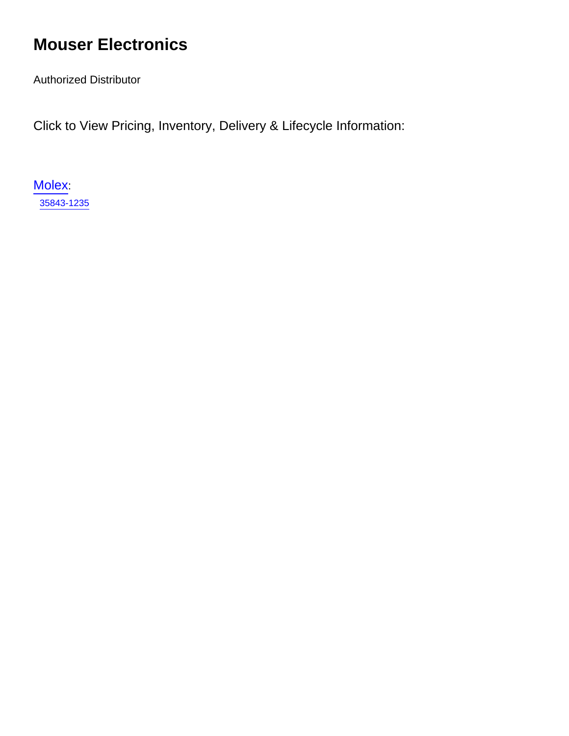# Mouser Electronics

Authorized Distributor

Click to View Pricing, Inventory, Delivery & Lifecycle Information:

Molex:

35843-1235